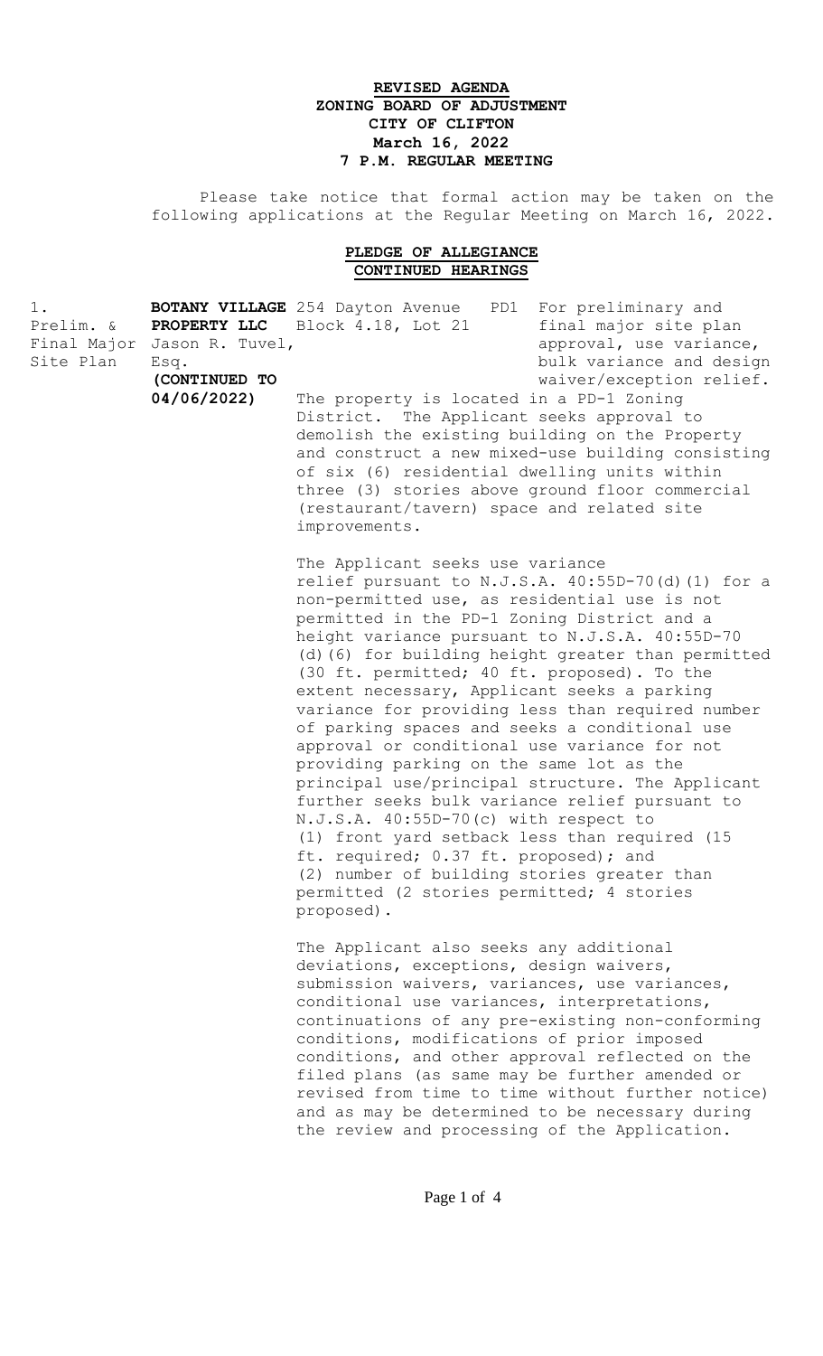**REVISED AGENDA**
**ZONING BOARD OF ADJUSTMENT**
**CITY OF CLIFTON**
**March 16, 2022**
**7 P.M. REGULAR MEETING**

Please take notice that formal action may be taken on the following applications at the Regular Meeting on March 16, 2022.

**PLEDGE OF ALLEGIANCE**
**CONTINUED HEARINGS**

| | | | |
|---|---|---|---|
| 1. Prelim. & Final Major Site Plan | **BOTANY VILLAGE PROPERTY LLC** Jason R. Tuvel, Esq. **(CONTINUED TO 04/06/2022)** | 254 Dayton Avenue Block 4.18, Lot 21 PD1 | For preliminary and final major site plan approval, use variance, bulk variance and design waiver/exception relief. |

The property is located in a PD-1 Zoning District. The Applicant seeks approval to demolish the existing building on the Property and construct a new mixed-use building consisting of six (6) residential dwelling units within three (3) stories above ground floor commercial (restaurant/tavern) space and related site improvements.

The Applicant seeks use variance relief pursuant to N.J.S.A. 40:55D-70(d)(1) for a non-permitted use, as residential use is not permitted in the PD-1 Zoning District and a height variance pursuant to N.J.S.A. 40:55D-70 (d)(6) for building height greater than permitted (30 ft. permitted; 40 ft. proposed). To the extent necessary, Applicant seeks a parking variance for providing less than required number of parking spaces and seeks a conditional use approval or conditional use variance for not providing parking on the same lot as the principal use/principal structure. The Applicant further seeks bulk variance relief pursuant to N.J.S.A. 40:55D-70(c) with respect to (1) front yard setback less than required (15 ft. required; 0.37 ft. proposed); and (2) number of building stories greater than permitted (2 stories permitted; 4 stories proposed).

The Applicant also seeks any additional deviations, exceptions, design waivers, submission waivers, variances, use variances, conditional use variances, interpretations, continuations of any pre-existing non-conforming conditions, modifications of prior imposed conditions, and other approval reflected on the filed plans (as same may be further amended or revised from time to time without further notice) and as may be determined to be necessary during the review and processing of the Application.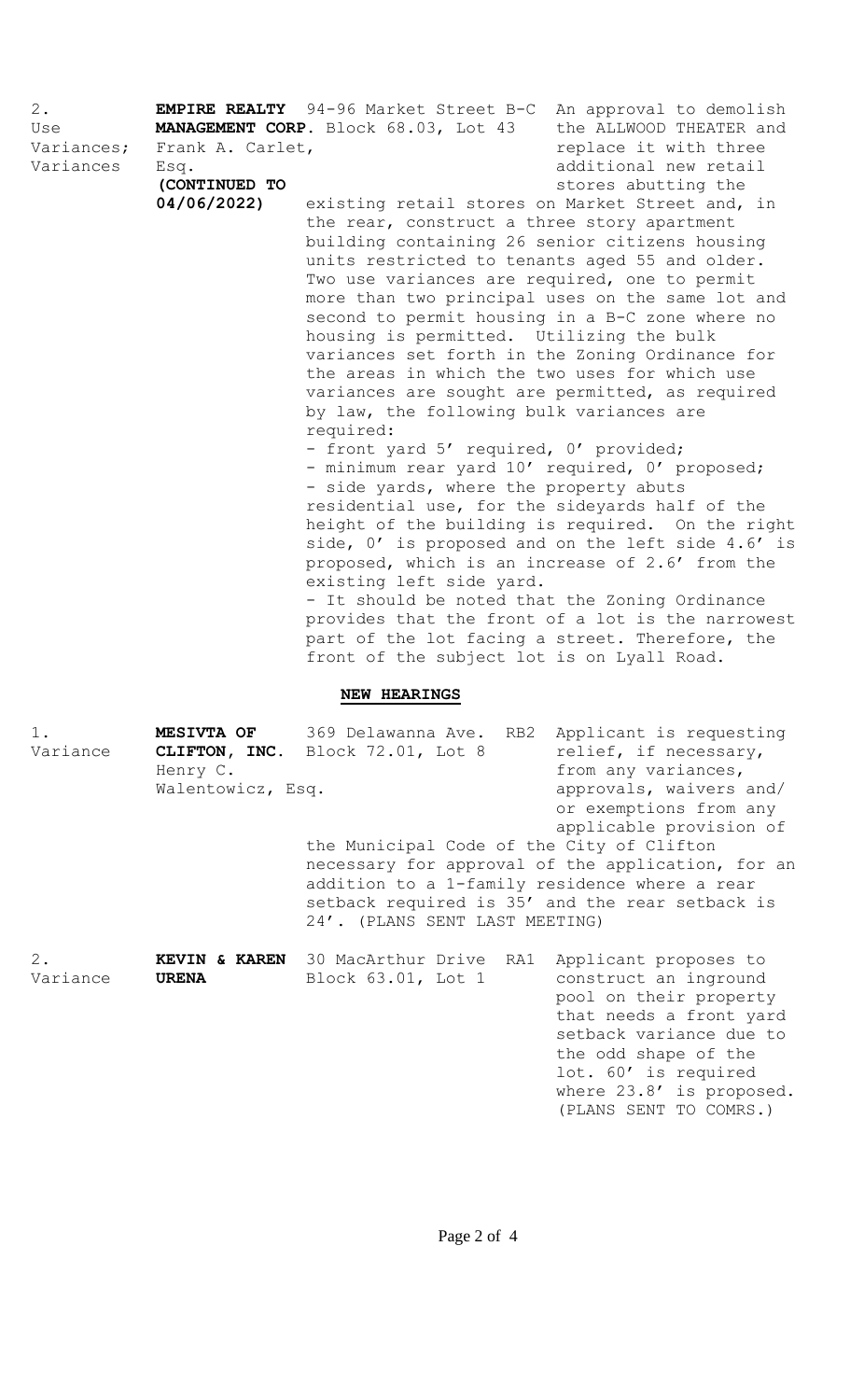2. Use Variances; Variances

**EMPIRE REALTY MANAGEMENT CORP.** Frank A. Carlet, Esq. **(CONTINUED TO 04/06/2022)**

94-96 Market Street B-C Block 68.03, Lot 43

An approval to demolish the ALLWOOD THEATER and replace it with three additional new retail stores abutting the existing retail stores on Market Street and, in the rear, construct a three story apartment building containing 26 senior citizens housing units restricted to tenants aged 55 and older. Two use variances are required, one to permit more than two principal uses on the same lot and second to permit housing in a B-C zone where no housing is permitted. Utilizing the bulk variances set forth in the Zoning Ordinance for the areas in which the two uses for which use variances are sought are permitted, as required by law, the following bulk variances are required:

- front yard 5' required, 0' provided;
- minimum rear yard 10' required, 0' proposed;
- side yards, where the property abuts residential use, for the sideyards half of the height of the building is required. On the right side, 0' is proposed and on the left side 4.6' is proposed, which is an increase of 2.6' from the existing left side yard.
- It should be noted that the Zoning Ordinance provides that the front of a lot is the narrowest part of the lot facing a street. Therefore, the front of the subject lot is on Lyall Road.

**NEW HEARINGS**

1. Variance

**MESIVTA OF CLIFTON, INC.** Henry C. Walentowicz, Esq.

369 Delawanna Ave. RB2 Block 72.01, Lot 8

Applicant is requesting relief, if necessary, from any variances, approvals, waivers and/or exemptions from any applicable provision of the Municipal Code of the City of Clifton necessary for approval of the application, for an addition to a 1-family residence where a rear setback required is 35' and the rear setback is 24'. (PLANS SENT LAST MEETING)

2. Variance

**KEVIN & KAREN URENA**

30 MacArthur Drive RA1 Block 63.01, Lot 1

Applicant proposes to construct an inground pool on their property that needs a front yard setback variance due to the odd shape of the lot. 60' is required where 23.8' is proposed. (PLANS SENT TO COMRS.)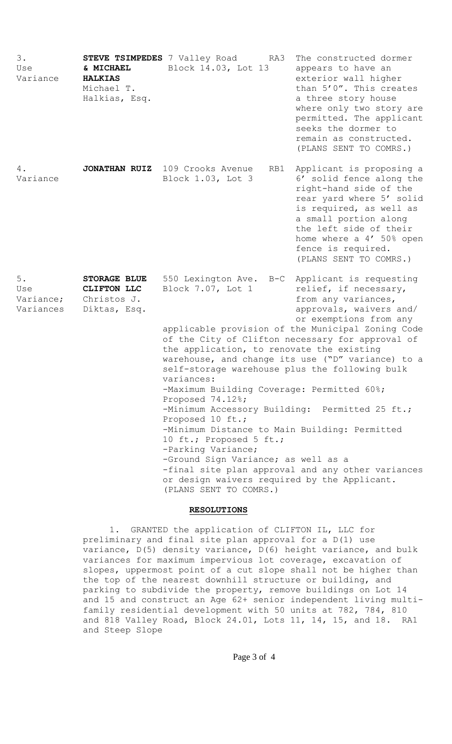| | | | | |
|---|---|---|---|---|
| 3. Use Variance | **STEVE TSIMPEDES & MICHAEL HALKIAS** Michael T. Halkias, Esq. | 7 Valley Road Block 14.03, Lot 13 | RA3 | The constructed dormer appears to have an exterior wall higher than 5'0". This creates a three story house where only two story are permitted. The applicant seeks the dormer to remain as constructed. (PLANS SENT TO COMRS.) |
| 4. Variance | **JONATHAN RUIZ** | 109 Crooks Avenue Block 1.03, Lot 3 | RB1 | Applicant is proposing a 6' solid fence along the right-hand side of the rear yard where 5' solid is required, as well as a small portion along the left side of their home where a 4' 50% open fence is required. (PLANS SENT TO COMRS.) |
| 5. Use Variance; Variances | **STORAGE BLUE CLIFTON LLC** Christos J. Diktas, Esq. | 550 Lexington Ave. Block 7.07, Lot 1 | B-C | Applicant is requesting relief, if necessary, from any variances, approvals, waivers and/ or exemptions from any applicable provision of the Municipal Zoning Code of the City of Clifton necessary for approval of the application, to renovate the existing warehouse, and change its use ("D" variance) to a self-storage warehouse plus the following bulk variances:<br>-Maximum Building Coverage: Permitted 60%; Proposed 74.12%;<br>-Minimum Accessory Building: Permitted 25 ft.; Proposed 10 ft.;<br>-Minimum Distance to Main Building: Permitted 10 ft.; Proposed 5 ft.;<br>-Parking Variance;<br>-Ground Sign Variance; as well as a<br>-final site plan approval and any other variances or design waivers required by the Applicant. (PLANS SENT TO COMRS.) |

## RESOLUTIONS

1. GRANTED the application of CLIFTON IL, LLC for preliminary and final site plan approval for a D(1) use variance, D(5) density variance, D(6) height variance, and bulk variances for maximum impervious lot coverage, excavation of slopes, uppermost point of a cut slope shall not be higher than the top of the nearest downhill structure or building, and parking to subdivide the property, remove buildings on Lot 14 and 15 and construct an Age 62+ senior independent living multi-family residential development with 50 units at 782, 784, 810 and 818 Valley Road, Block 24.01, Lots 11, 14, 15, and 18. RA1 and Steep Slope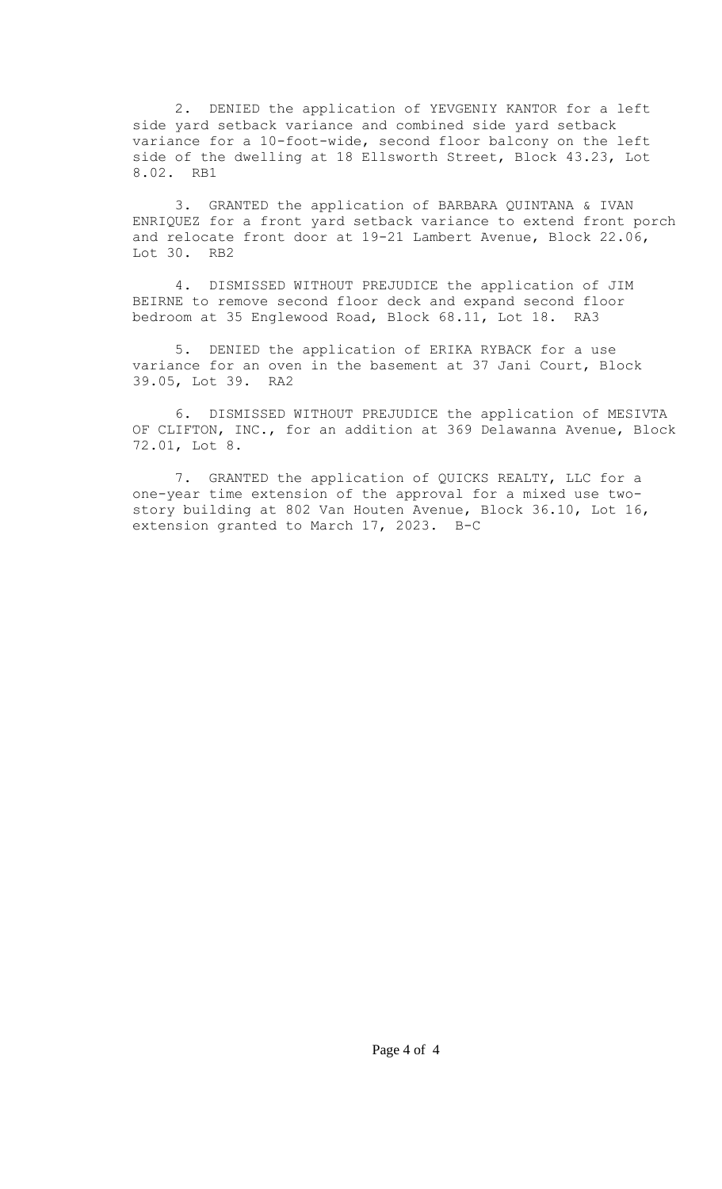2. DENIED the application of YEVGENIY KANTOR for a left side yard setback variance and combined side yard setback variance for a 10-foot-wide, second floor balcony on the left side of the dwelling at 18 Ellsworth Street, Block 43.23, Lot 8.02. RB1

3. GRANTED the application of BARBARA QUINTANA & IVAN ENRIQUEZ for a front yard setback variance to extend front porch and relocate front door at 19-21 Lambert Avenue, Block 22.06, Lot 30. RB2

4. DISMISSED WITHOUT PREJUDICE the application of JIM BEIRNE to remove second floor deck and expand second floor bedroom at 35 Englewood Road, Block 68.11, Lot 18. RA3

5. DENIED the application of ERIKA RYBACK for a use variance for an oven in the basement at 37 Jani Court, Block 39.05, Lot 39. RA2

6. DISMISSED WITHOUT PREJUDICE the application of MESIVTA OF CLIFTON, INC., for an addition at 369 Delawanna Avenue, Block 72.01, Lot 8.

7. GRANTED the application of QUICKS REALTY, LLC for a one-year time extension of the approval for a mixed use two-story building at 802 Van Houten Avenue, Block 36.10, Lot 16, extension granted to March 17, 2023. B-C